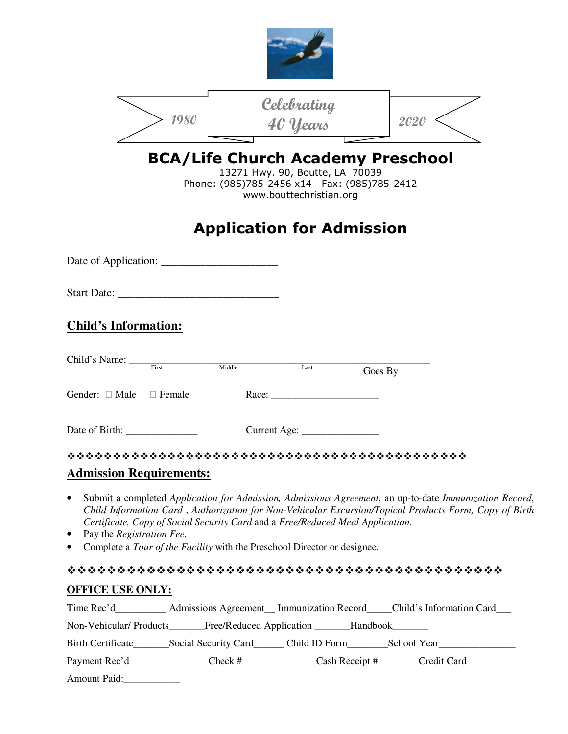1980 — Celebrating 40 Years — 2020

# BCA/Life Church Academy Preschool

13271 Hwy. 90, Boutte, LA 70039
Phone: (985)785-2456 x14 Fax: (985)785-2412
www.bouttechristian.org

## Application for Admission

Date of Application: ____________________

Start Date: ____________________________

## Child's Information:

Child's Name: ____________________________________________________
First Middle Last Goes By

Gender: ☐ Male ☐ Female Race: ____________________

Date of Birth: _____________ Current Age: ______________

❖❖❖❖❖❖❖❖❖❖❖❖❖❖❖❖❖❖❖❖❖❖❖❖❖❖❖❖❖❖❖❖❖❖❖❖❖❖❖❖❖❖❖❖

## Admission Requirements:

- Submit a completed *Application for Admission, Admissions Agreement*, an up-to-date *Immunization Record*, *Child Information Card* , *Authorization for Non-Vehicular Excursion/Topical Products Form, Copy of Birth Certificate, Copy of Social Security Card* and a *Free/Reduced Meal Application.*
- Pay the *Registration Fee.*
- Complete a *Tour of the Facility* with the Preschool Director or designee.

❖❖❖❖❖❖❖❖❖❖❖❖❖❖❖❖❖❖❖❖❖❖❖❖❖❖❖❖❖❖❖❖❖❖❖❖❖❖❖❖❖❖❖❖❖❖❖

**OFFICE USE ONLY:**

Time Rec'd_________ Admissions Agreement__ Immunization Record_____Child's Information Card___

Non-Vehicular/ Products_______Free/Reduced Application _______Handbook_______

Birth Certificate_______Social Security Card______ Child ID Form________School Year______________

Payment Rec'd______________ Check #_____________ Cash Receipt #________Credit Card ______

Amount Paid:___________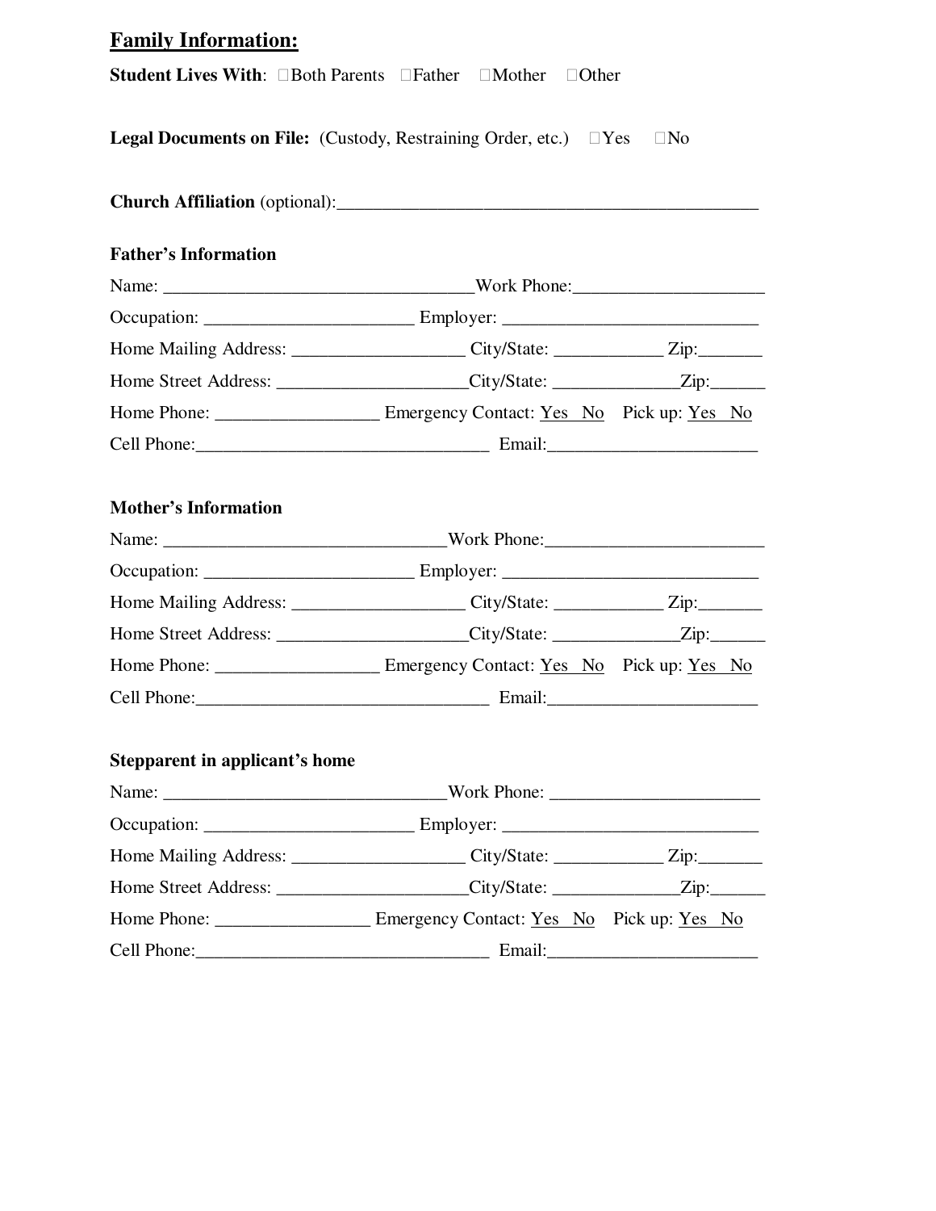## Family Information:

**Student Lives With**: ☐Both Parents ☐Father ☐Mother ☐Other

**Legal Documents on File:** (Custody, Restraining Order, etc.) ☐Yes ☐No

**Church Affiliation** (optional):_______________________________________________

**Father's Information**

Name: ___________________________________Work Phone:_____________________

Occupation: _______________________ Employer: ____________________________

Home Mailing Address: __________________ City/State: ___________ Zip:_______

Home Street Address: _____________________City/State: _____________Zip:______

Home Phone: _________________ Emergency Contact: Yes No Pick up: Yes No

Cell Phone:_________________________________ Email:______________________

**Mother's Information**

Name: _______________________________Work Phone:________________________

Occupation: _______________________ Employer: ____________________________

Home Mailing Address: __________________ City/State: ___________ Zip:_______

Home Street Address: _____________________City/State: _____________Zip:______

Home Phone: _________________ Emergency Contact: Yes No Pick up: Yes No

Cell Phone:_________________________________ Email:______________________

**Stepparent in applicant's home**

Name: _______________________________Work Phone: _______________________

Occupation: _______________________ Employer: ____________________________

Home Mailing Address: __________________ City/State: ___________ Zip:_______

Home Street Address: _____________________City/State: _____________Zip:______

Home Phone: ________________ Emergency Contact: Yes No Pick up: Yes No

Cell Phone:_________________________________ Email:______________________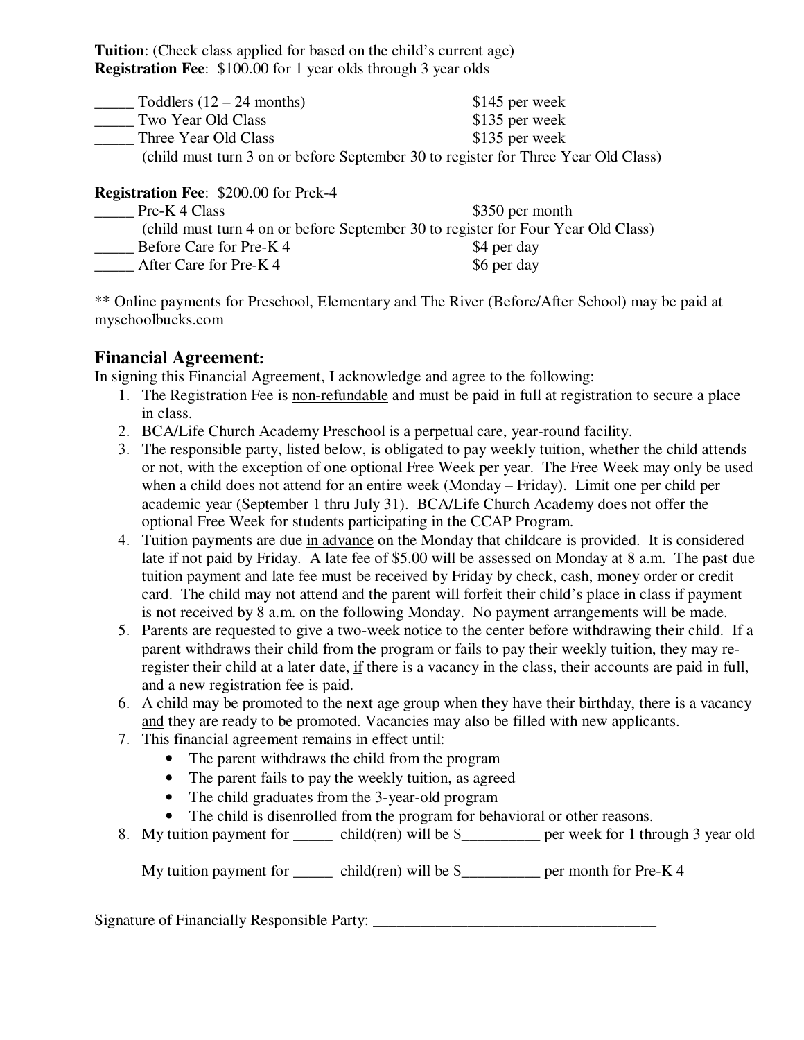**Tuition**: (Check class applied for based on the child's current age)
**Registration Fee**: $100.00 for 1 year olds through 3 year olds

_____ Toddlers (12 – 24 months) $145 per week
_____ Two Year Old Class $135 per week
_____ Three Year Old Class $135 per week
(child must turn 3 on or before September 30 to register for Three Year Old Class)

**Registration Fee**: $200.00 for Prek-4
_____ Pre-K 4 Class $350 per month
(child must turn 4 on or before September 30 to register for Four Year Old Class)
_____ Before Care for Pre-K 4 $4 per day
_____ After Care for Pre-K 4 $6 per day

** Online payments for Preschool, Elementary and The River (Before/After School) may be paid at myschoolbucks.com

## Financial Agreement:

In signing this Financial Agreement, I acknowledge and agree to the following:

1. The Registration Fee is non-refundable and must be paid in full at registration to secure a place in class.
2. BCA/Life Church Academy Preschool is a perpetual care, year-round facility.
3. The responsible party, listed below, is obligated to pay weekly tuition, whether the child attends or not, with the exception of one optional Free Week per year. The Free Week may only be used when a child does not attend for an entire week (Monday – Friday). Limit one per child per academic year (September 1 thru July 31). BCA/Life Church Academy does not offer the optional Free Week for students participating in the CCAP Program.
4. Tuition payments are due in advance on the Monday that childcare is provided. It is considered late if not paid by Friday. A late fee of $5.00 will be assessed on Monday at 8 a.m. The past due tuition payment and late fee must be received by Friday by check, cash, money order or credit card. The child may not attend and the parent will forfeit their child's place in class if payment is not received by 8 a.m. on the following Monday. No payment arrangements will be made.
5. Parents are requested to give a two-week notice to the center before withdrawing their child. If a parent withdraws their child from the program or fails to pay their weekly tuition, they may re-register their child at a later date, if there is a vacancy in the class, their accounts are paid in full, and a new registration fee is paid.
6. A child may be promoted to the next age group when they have their birthday, there is a vacancy and they are ready to be promoted. Vacancies may also be filled with new applicants.
7. This financial agreement remains in effect until:
   - The parent withdraws the child from the program
   - The parent fails to pay the weekly tuition, as agreed
   - The child graduates from the 3-year-old program
   - The child is disenrolled from the program for behavioral or other reasons.
8. My tuition payment for _____ child(ren) will be $__________ per week for 1 through 3 year old

   My tuition payment for _____ child(ren) will be $__________ per month for Pre-K 4

Signature of Financially Responsible Party: ____________________________________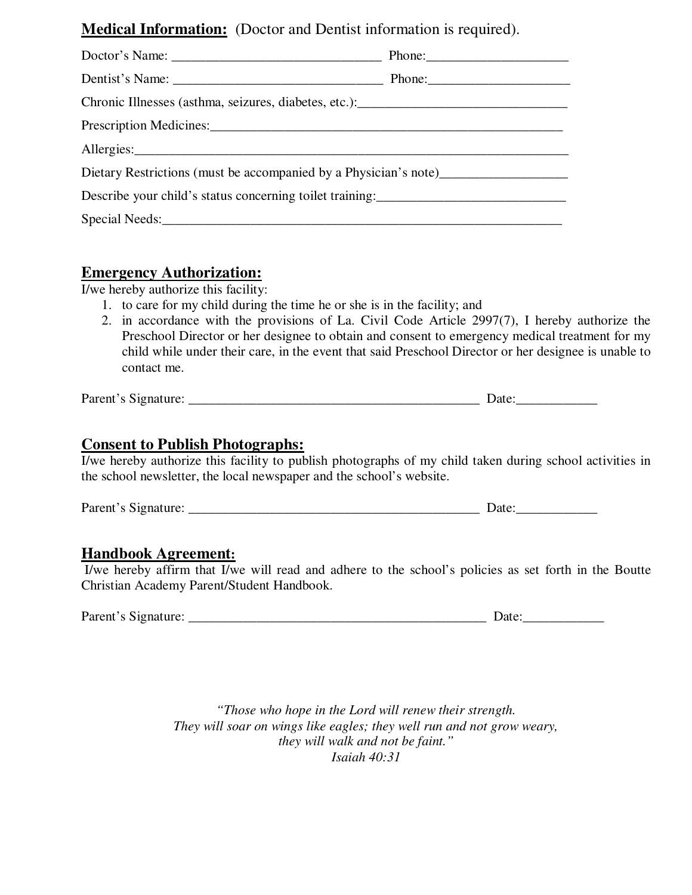**Medical Information:** (Doctor and Dentist information is required).

Doctor's Name: _______________________________ Phone:____________________

Dentist's Name: _______________________________ Phone:____________________

Chronic Illnesses (asthma, seizures, diabetes, etc.):_______________________________

Prescription Medicines:_____________________________________________________

Allergies:______________________________________________________________

Dietary Restrictions (must be accompanied by a Physician's note)__________________

Describe your child's status concerning toilet training:____________________________

Special Needs:___________________________________________________________

## Emergency Authorization:

I/we hereby authorize this facility:

1. to care for my child during the time he or she is in the facility; and
2. in accordance with the provisions of La. Civil Code Article 2997(7), I hereby authorize the Preschool Director or her designee to obtain and consent to emergency medical treatment for my child while under their care, in the event that said Preschool Director or her designee is unable to contact me.

Parent's Signature: ____________________________________________ Date:____________

## Consent to Publish Photographs:

I/we hereby authorize this facility to publish photographs of my child taken during school activities in the school newsletter, the local newspaper and the school's website.

Parent's Signature: ____________________________________________ Date:____________

## Handbook Agreement:

I/we hereby affirm that I/we will read and adhere to the school's policies as set forth in the Boutte Christian Academy Parent/Student Handbook.

Parent's Signature: _____________________________________________ Date:____________

*"Those who hope in the Lord will renew their strength.*
*They will soar on wings like eagles; they well run and not grow weary,*
*they will walk and not be faint."*
*Isaiah 40:31*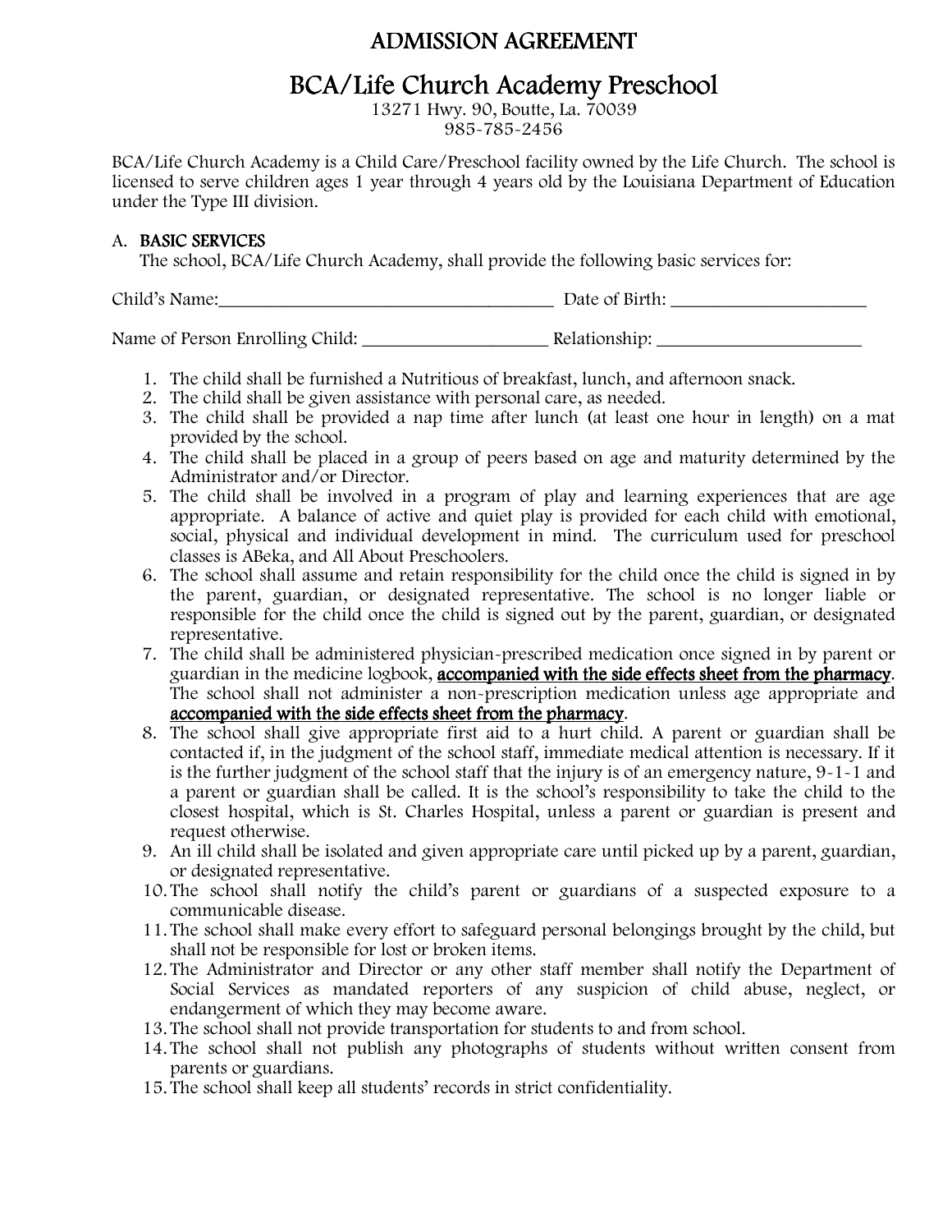# ADMISSION AGREEMENT

## BCA/Life Church Academy Preschool

13271 Hwy. 90, Boutte, La. 70039
985-785-2456

BCA/Life Church Academy is a Child Care/Preschool facility owned by the Life Church. The school is licensed to serve children ages 1 year through 4 years old by the Louisiana Department of Education under the Type III division.

### A. BASIC SERVICES

The school, BCA/Life Church Academy, shall provide the following basic services for:

Child's Name:______________________________________ Date of Birth: ______________________

Name of Person Enrolling Child: ____________________ Relationship: _______________________

1. The child shall be furnished a Nutritious of breakfast, lunch, and afternoon snack.
2. The child shall be given assistance with personal care, as needed.
3. The child shall be provided a nap time after lunch (at least one hour in length) on a mat provided by the school.
4. The child shall be placed in a group of peers based on age and maturity determined by the Administrator and/or Director.
5. The child shall be involved in a program of play and learning experiences that are age appropriate. A balance of active and quiet play is provided for each child with emotional, social, physical and individual development in mind. The curriculum used for preschool classes is ABeka, and All About Preschoolers.
6. The school shall assume and retain responsibility for the child once the child is signed in by the parent, guardian, or designated representative. The school is no longer liable or responsible for the child once the child is signed out by the parent, guardian, or designated representative.
7. The child shall be administered physician-prescribed medication once signed in by parent or guardian in the medicine logbook, **accompanied with the side effects sheet from the pharmacy**. The school shall not administer a non-prescription medication unless age appropriate and **accompanied with the side effects sheet from the pharmacy**.
8. The school shall give appropriate first aid to a hurt child. A parent or guardian shall be contacted if, in the judgment of the school staff, immediate medical attention is necessary. If it is the further judgment of the school staff that the injury is of an emergency nature, 9-1-1 and a parent or guardian shall be called. It is the school's responsibility to take the child to the closest hospital, which is St. Charles Hospital, unless a parent or guardian is present and request otherwise.
9. An ill child shall be isolated and given appropriate care until picked up by a parent, guardian, or designated representative.
10. The school shall notify the child's parent or guardians of a suspected exposure to a communicable disease.
11. The school shall make every effort to safeguard personal belongings brought by the child, but shall not be responsible for lost or broken items.
12. The Administrator and Director or any other staff member shall notify the Department of Social Services as mandated reporters of any suspicion of child abuse, neglect, or endangerment of which they may become aware.
13. The school shall not provide transportation for students to and from school.
14. The school shall not publish any photographs of students without written consent from parents or guardians.
15. The school shall keep all students' records in strict confidentiality.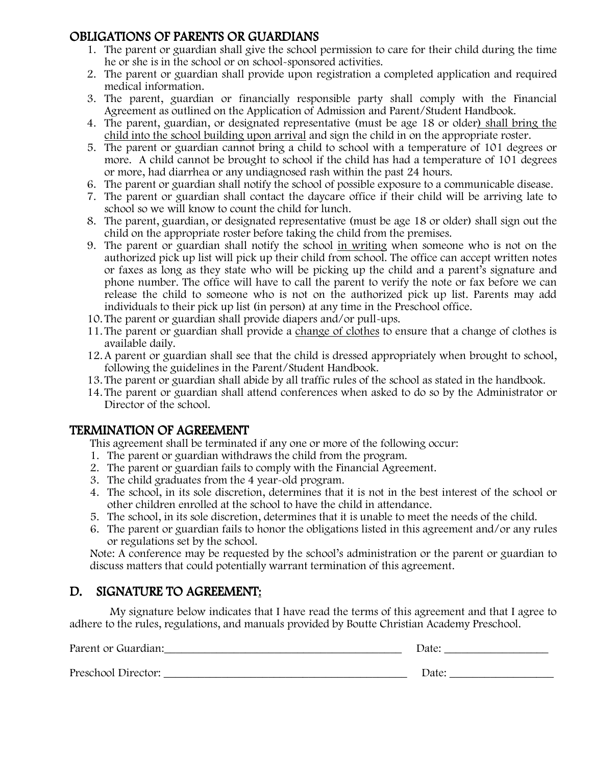## OBLIGATIONS OF PARENTS OR GUARDIANS

1. The parent or guardian shall give the school permission to care for their child during the time he or she is in the school or on school-sponsored activities.
2. The parent or guardian shall provide upon registration a completed application and required medical information.
3. The parent, guardian or financially responsible party shall comply with the Financial Agreement as outlined on the Application of Admission and Parent/Student Handbook.
4. The parent, guardian, or designated representative (must be age 18 or older) shall bring the child into the school building upon arrival and sign the child in on the appropriate roster.
5. The parent or guardian cannot bring a child to school with a temperature of 101 degrees or more. A child cannot be brought to school if the child has had a temperature of 101 degrees or more, had diarrhea or any undiagnosed rash within the past 24 hours.
6. The parent or guardian shall notify the school of possible exposure to a communicable disease.
7. The parent or guardian shall contact the daycare office if their child will be arriving late to school so we will know to count the child for lunch.
8. The parent, guardian, or designated representative (must be age 18 or older) shall sign out the child on the appropriate roster before taking the child from the premises.
9. The parent or guardian shall notify the school in writing when someone who is not on the authorized pick up list will pick up their child from school. The office can accept written notes or faxes as long as they state who will be picking up the child and a parent's signature and phone number. The office will have to call the parent to verify the note or fax before we can release the child to someone who is not on the authorized pick up list. Parents may add individuals to their pick up list (in person) at any time in the Preschool office.
10. The parent or guardian shall provide diapers and/or pull-ups.
11. The parent or guardian shall provide a change of clothes to ensure that a change of clothes is available daily.
12. A parent or guardian shall see that the child is dressed appropriately when brought to school, following the guidelines in the Parent/Student Handbook.
13. The parent or guardian shall abide by all traffic rules of the school as stated in the handbook.
14. The parent or guardian shall attend conferences when asked to do so by the Administrator or Director of the school.

## TERMINATION OF AGREEMENT

This agreement shall be terminated if any one or more of the following occur:

1. The parent or guardian withdraws the child from the program.
2. The parent or guardian fails to comply with the Financial Agreement.
3. The child graduates from the 4 year-old program.
4. The school, in its sole discretion, determines that it is not in the best interest of the school or other children enrolled at the school to have the child in attendance.
5. The school, in its sole discretion, determines that it is unable to meet the needs of the child.
6. The parent or guardian fails to honor the obligations listed in this agreement and/or any rules or regulations set by the school.

Note: A conference may be requested by the school's administration or the parent or guardian to discuss matters that could potentially warrant termination of this agreement.

## D. SIGNATURE TO AGREEMENT:

My signature below indicates that I have read the terms of this agreement and that I agree to adhere to the rules, regulations, and manuals provided by Boutte Christian Academy Preschool.

Parent or Guardian:_________________________________________ Date: __________________

Preschool Director: __________________________________________ Date: __________________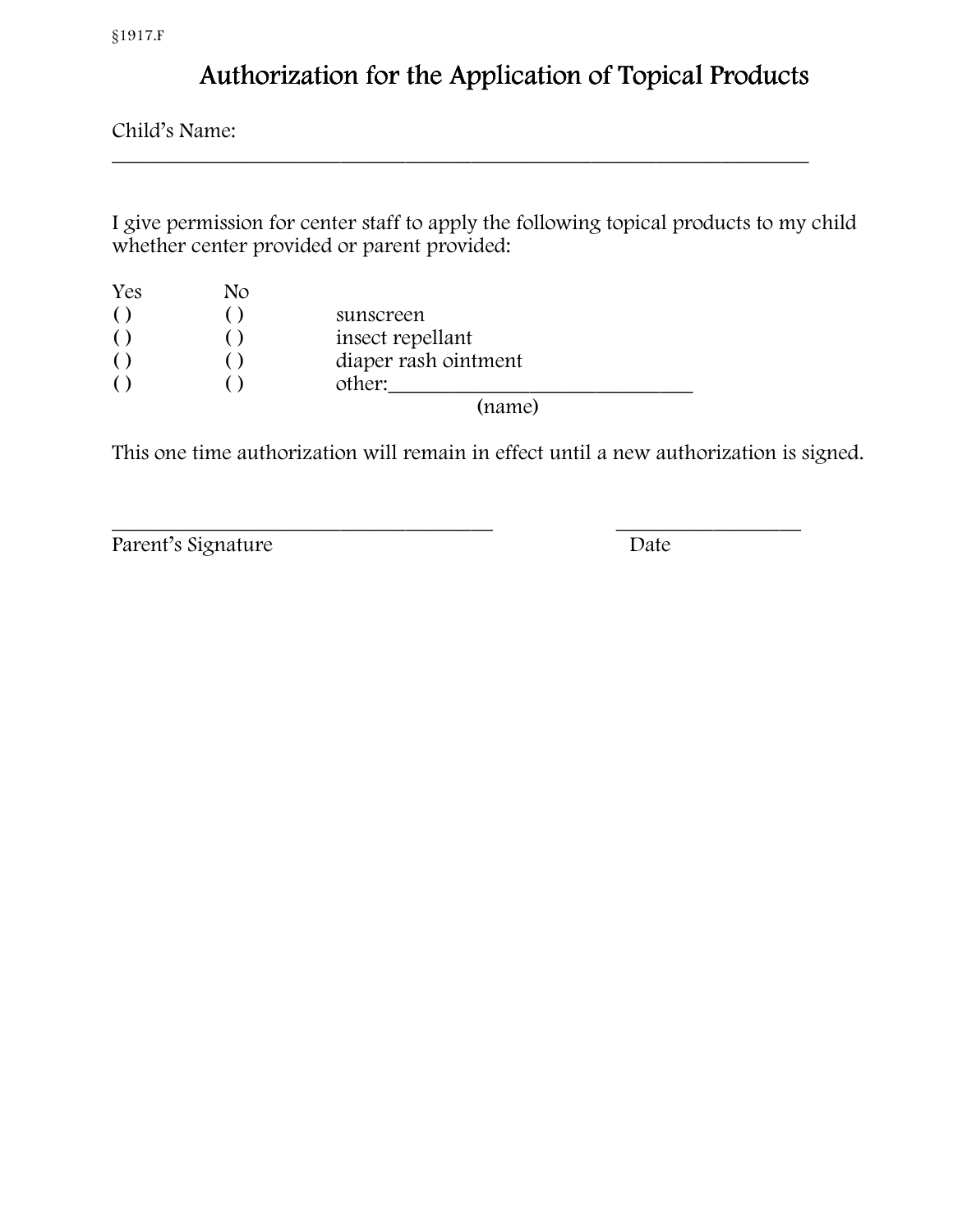§1917.F

# Authorization for the Application of Topical Products

Child's Name: ______________________________________________________________________

I give permission for center staff to apply the following topical products to my child whether center provided or parent provided:

| Yes | No | |
|---|---|---|
| ( ) | ( ) | sunscreen |
| ( ) | ( ) | insect repellant |
| ( ) | ( ) | diaper rash ointment |
| ( ) | ( ) | other:______________________________ (name) |

This one time authorization will remain in effect until a new authorization is signed.

_____________________________________ __________________

Parent's Signature Date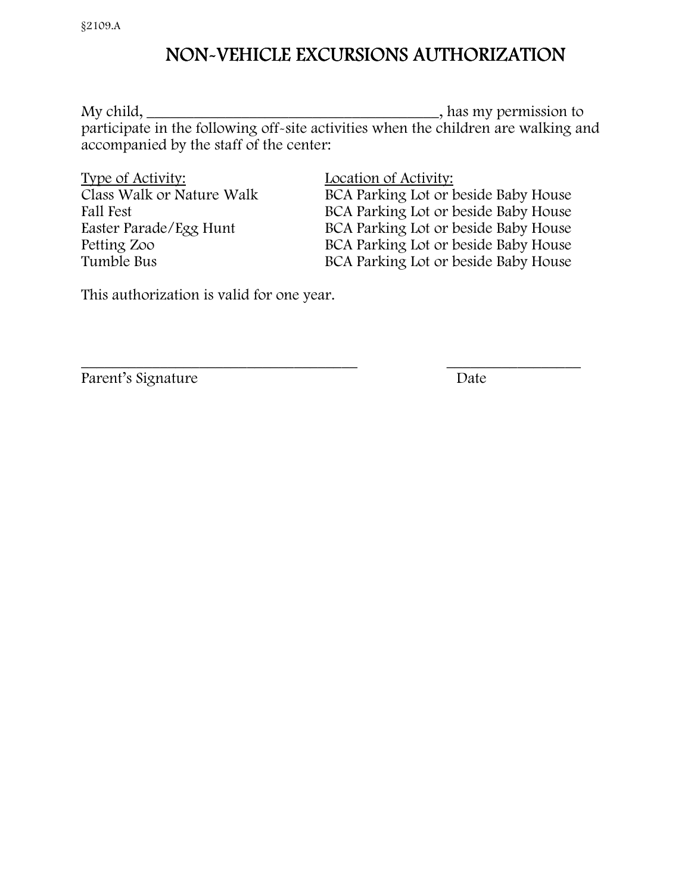§2109.A

# NON-VEHICLE EXCURSIONS AUTHORIZATION

My child, ________________________________________, has my permission to participate in the following off-site activities when the children are walking and accompanied by the staff of the center:

| Type of Activity: | Location of Activity: |
| --- | --- |
| Class Walk or Nature Walk | BCA Parking Lot or beside Baby House |
| Fall Fest | BCA Parking Lot or beside Baby House |
| Easter Parade/Egg Hunt | BCA Parking Lot or beside Baby House |
| Petting Zoo | BCA Parking Lot or beside Baby House |
| Tumble Bus | BCA Parking Lot or beside Baby House |

This authorization is valid for one year.

________________________________________ ____________________

Parent's Signature Date